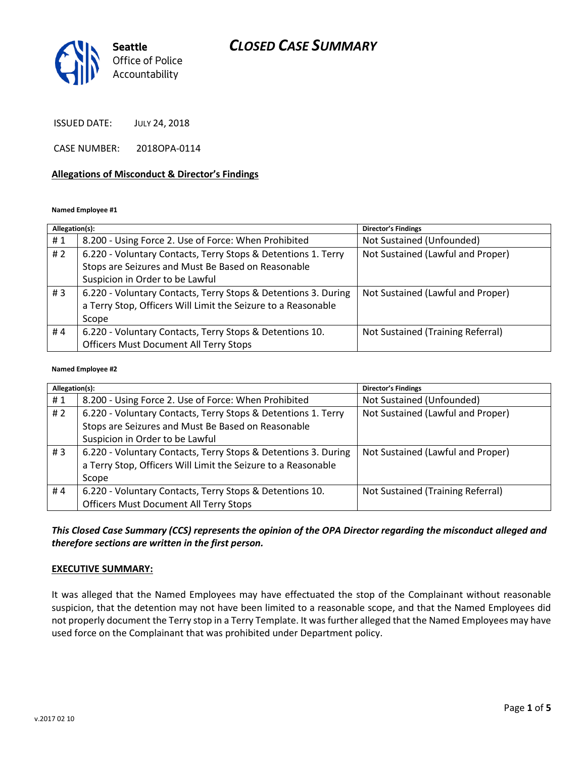Seattle Office of Police Accountability

# CLOSED CASE SUMMARY

ISSUED DATE: JULY 24, 2018

CASE NUMBER: 2018OPA-0114

## Allegations of Misconduct & Director's Findings

**Named Employee #1**

| Allegation(s): | | Director's Findings |
|---|---|---|
| # 1 | 8.200 - Using Force 2. Use of Force: When Prohibited | Not Sustained (Unfounded) |
| # 2 | 6.220 - Voluntary Contacts, Terry Stops & Detentions 1. Terry Stops are Seizures and Must Be Based on Reasonable Suspicion in Order to be Lawful | Not Sustained (Lawful and Proper) |
| # 3 | 6.220 - Voluntary Contacts, Terry Stops & Detentions 3. During a Terry Stop, Officers Will Limit the Seizure to a Reasonable Scope | Not Sustained (Lawful and Proper) |
| # 4 | 6.220 - Voluntary Contacts, Terry Stops & Detentions 10. Officers Must Document All Terry Stops | Not Sustained (Training Referral) |

**Named Employee #2**

| Allegation(s): | | Director's Findings |
|---|---|---|
| # 1 | 8.200 - Using Force 2. Use of Force: When Prohibited | Not Sustained (Unfounded) |
| # 2 | 6.220 - Voluntary Contacts, Terry Stops & Detentions 1. Terry Stops are Seizures and Must Be Based on Reasonable Suspicion in Order to be Lawful | Not Sustained (Lawful and Proper) |
| # 3 | 6.220 - Voluntary Contacts, Terry Stops & Detentions 3. During a Terry Stop, Officers Will Limit the Seizure to a Reasonable Scope | Not Sustained (Lawful and Proper) |
| # 4 | 6.220 - Voluntary Contacts, Terry Stops & Detentions 10. Officers Must Document All Terry Stops | Not Sustained (Training Referral) |

***This Closed Case Summary (CCS) represents the opinion of the OPA Director regarding the misconduct alleged and therefore sections are written in the first person.***

**EXECUTIVE SUMMARY:**

It was alleged that the Named Employees may have effectuated the stop of the Complainant without reasonable suspicion, that the detention may not have been limited to a reasonable scope, and that the Named Employees did not properly document the Terry stop in a Terry Template. It was further alleged that the Named Employees may have used force on the Complainant that was prohibited under Department policy.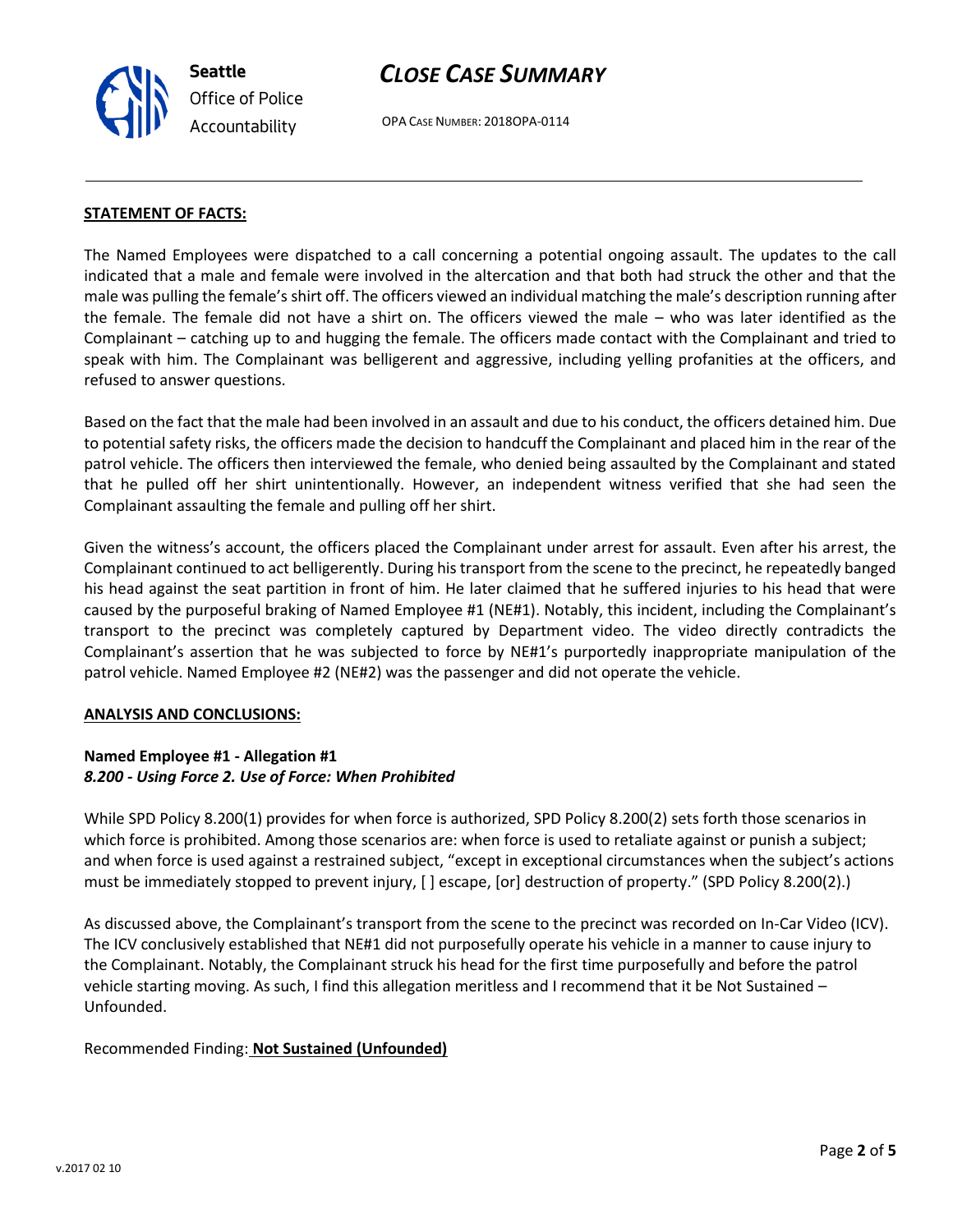**STATEMENT OF FACTS:**

The Named Employees were dispatched to a call concerning a potential ongoing assault. The updates to the call indicated that a male and female were involved in the altercation and that both had struck the other and that the male was pulling the female's shirt off. The officers viewed an individual matching the male's description running after the female. The female did not have a shirt on. The officers viewed the male – who was later identified as the Complainant – catching up to and hugging the female. The officers made contact with the Complainant and tried to speak with him. The Complainant was belligerent and aggressive, including yelling profanities at the officers, and refused to answer questions.

Based on the fact that the male had been involved in an assault and due to his conduct, the officers detained him. Due to potential safety risks, the officers made the decision to handcuff the Complainant and placed him in the rear of the patrol vehicle. The officers then interviewed the female, who denied being assaulted by the Complainant and stated that he pulled off her shirt unintentionally. However, an independent witness verified that she had seen the Complainant assaulting the female and pulling off her shirt.

Given the witness's account, the officers placed the Complainant under arrest for assault. Even after his arrest, the Complainant continued to act belligerently. During his transport from the scene to the precinct, he repeatedly banged his head against the seat partition in front of him. He later claimed that he suffered injuries to his head that were caused by the purposeful braking of Named Employee #1 (NE#1). Notably, this incident, including the Complainant's transport to the precinct was completely captured by Department video. The video directly contradicts the Complainant's assertion that he was subjected to force by NE#1's purportedly inappropriate manipulation of the patrol vehicle. Named Employee #2 (NE#2) was the passenger and did not operate the vehicle.

**ANALYSIS AND CONCLUSIONS:**

**Named Employee #1 - Allegation #1**
***8.200 - Using Force 2. Use of Force: When Prohibited***

While SPD Policy 8.200(1) provides for when force is authorized, SPD Policy 8.200(2) sets forth those scenarios in which force is prohibited. Among those scenarios are: when force is used to retaliate against or punish a subject; and when force is used against a restrained subject, "except in exceptional circumstances when the subject's actions must be immediately stopped to prevent injury, [ ] escape, [or] destruction of property." (SPD Policy 8.200(2).)

As discussed above, the Complainant's transport from the scene to the precinct was recorded on In-Car Video (ICV). The ICV conclusively established that NE#1 did not purposefully operate his vehicle in a manner to cause injury to the Complainant. Notably, the Complainant struck his head for the first time purposefully and before the patrol vehicle starting moving. As such, I find this allegation meritless and I recommend that it be Not Sustained – Unfounded.

Recommended Finding: **Not Sustained (Unfounded)**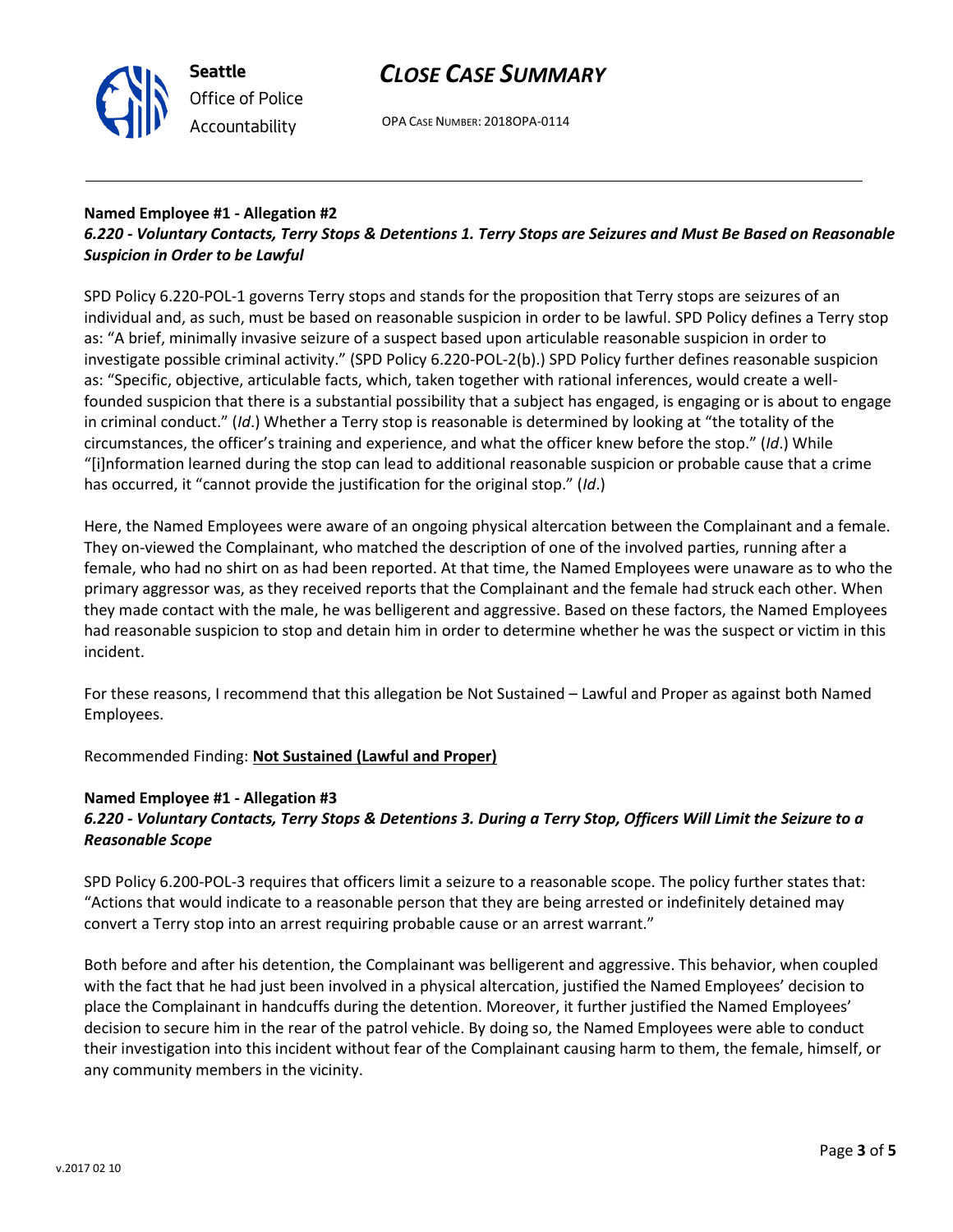**Named Employee #1 - Allegation #2**
***6.220 - Voluntary Contacts, Terry Stops & Detentions 1. Terry Stops are Seizures and Must Be Based on Reasonable Suspicion in Order to be Lawful***

SPD Policy 6.220-POL-1 governs Terry stops and stands for the proposition that Terry stops are seizures of an individual and, as such, must be based on reasonable suspicion in order to be lawful. SPD Policy defines a Terry stop as: "A brief, minimally invasive seizure of a suspect based upon articulable reasonable suspicion in order to investigate possible criminal activity." (SPD Policy 6.220-POL-2(b).) SPD Policy further defines reasonable suspicion as: "Specific, objective, articulable facts, which, taken together with rational inferences, would create a well-founded suspicion that there is a substantial possibility that a subject has engaged, is engaging or is about to engage in criminal conduct." (*Id*.) Whether a Terry stop is reasonable is determined by looking at "the totality of the circumstances, the officer's training and experience, and what the officer knew before the stop." (*Id*.) While "[i]nformation learned during the stop can lead to additional reasonable suspicion or probable cause that a crime has occurred, it "cannot provide the justification for the original stop." (*Id*.)

Here, the Named Employees were aware of an ongoing physical altercation between the Complainant and a female. They on-viewed the Complainant, who matched the description of one of the involved parties, running after a female, who had no shirt on as had been reported. At that time, the Named Employees were unaware as to who the primary aggressor was, as they received reports that the Complainant and the female had struck each other. When they made contact with the male, he was belligerent and aggressive. Based on these factors, the Named Employees had reasonable suspicion to stop and detain him in order to determine whether he was the suspect or victim in this incident.

For these reasons, I recommend that this allegation be Not Sustained – Lawful and Proper as against both Named Employees.

Recommended Finding: **<u>Not Sustained (Lawful and Proper)</u>**

**Named Employee #1 - Allegation #3**
***6.220 - Voluntary Contacts, Terry Stops & Detentions 3. During a Terry Stop, Officers Will Limit the Seizure to a Reasonable Scope***

SPD Policy 6.200-POL-3 requires that officers limit a seizure to a reasonable scope. The policy further states that: "Actions that would indicate to a reasonable person that they are being arrested or indefinitely detained may convert a Terry stop into an arrest requiring probable cause or an arrest warrant."

Both before and after his detention, the Complainant was belligerent and aggressive. This behavior, when coupled with the fact that he had just been involved in a physical altercation, justified the Named Employees' decision to place the Complainant in handcuffs during the detention. Moreover, it further justified the Named Employees' decision to secure him in the rear of the patrol vehicle. By doing so, the Named Employees were able to conduct their investigation into this incident without fear of the Complainant causing harm to them, the female, himself, or any community members in the vicinity.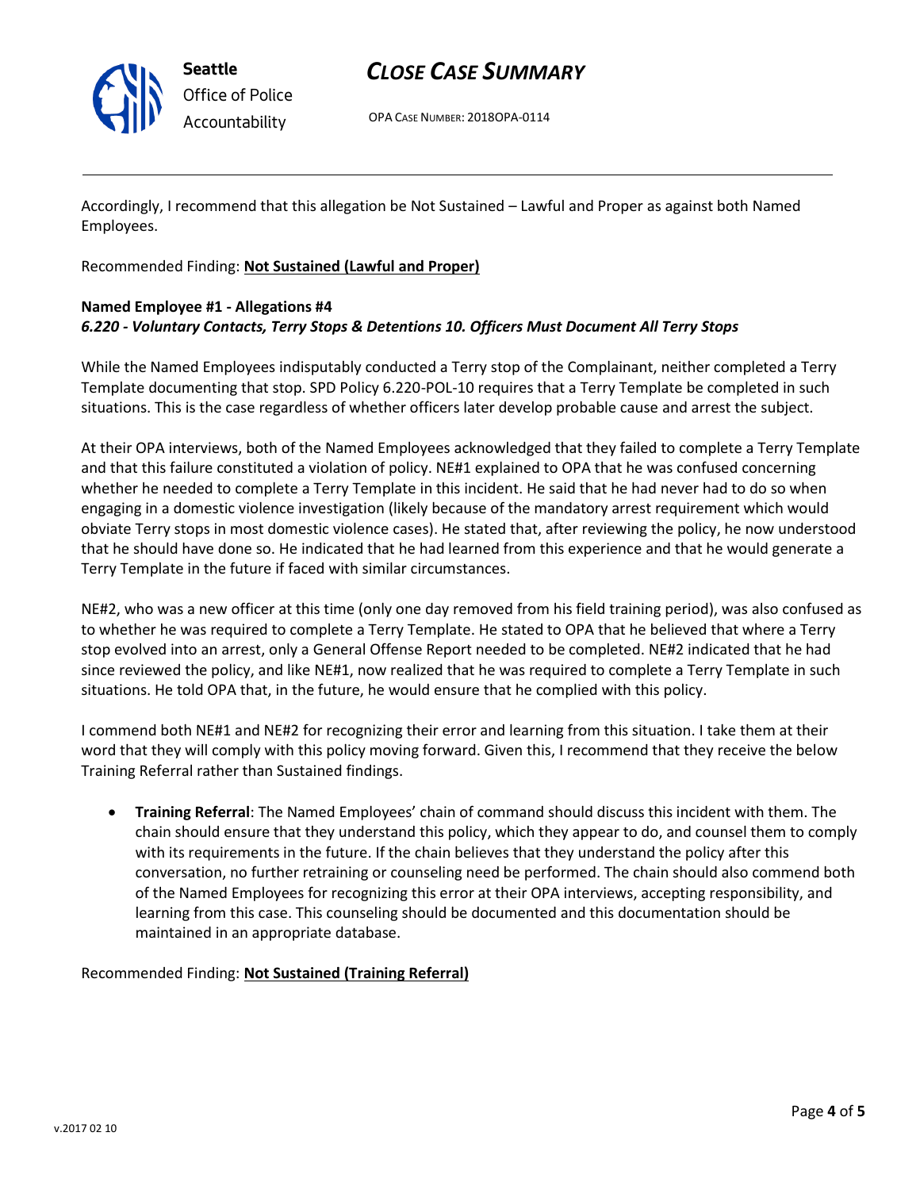Accordingly, I recommend that this allegation be Not Sustained – Lawful and Proper as against both Named Employees.

Recommended Finding: **Not Sustained (Lawful and Proper)**

**Named Employee #1 - Allegations #4**
***6.220 - Voluntary Contacts, Terry Stops & Detentions 10. Officers Must Document All Terry Stops***

While the Named Employees indisputably conducted a Terry stop of the Complainant, neither completed a Terry Template documenting that stop. SPD Policy 6.220-POL-10 requires that a Terry Template be completed in such situations. This is the case regardless of whether officers later develop probable cause and arrest the subject.

At their OPA interviews, both of the Named Employees acknowledged that they failed to complete a Terry Template and that this failure constituted a violation of policy. NE#1 explained to OPA that he was confused concerning whether he needed to complete a Terry Template in this incident. He said that he had never had to do so when engaging in a domestic violence investigation (likely because of the mandatory arrest requirement which would obviate Terry stops in most domestic violence cases). He stated that, after reviewing the policy, he now understood that he should have done so. He indicated that he had learned from this experience and that he would generate a Terry Template in the future if faced with similar circumstances.

NE#2, who was a new officer at this time (only one day removed from his field training period), was also confused as to whether he was required to complete a Terry Template. He stated to OPA that he believed that where a Terry stop evolved into an arrest, only a General Offense Report needed to be completed. NE#2 indicated that he had since reviewed the policy, and like NE#1, now realized that he was required to complete a Terry Template in such situations. He told OPA that, in the future, he would ensure that he complied with this policy.

I commend both NE#1 and NE#2 for recognizing their error and learning from this situation. I take them at their word that they will comply with this policy moving forward. Given this, I recommend that they receive the below Training Referral rather than Sustained findings.

- **Training Referral**: The Named Employees' chain of command should discuss this incident with them. The chain should ensure that they understand this policy, which they appear to do, and counsel them to comply with its requirements in the future. If the chain believes that they understand the policy after this conversation, no further retraining or counseling need be performed. The chain should also commend both of the Named Employees for recognizing this error at their OPA interviews, accepting responsibility, and learning from this case. This counseling should be documented and this documentation should be maintained in an appropriate database.

Recommended Finding: **Not Sustained (Training Referral)**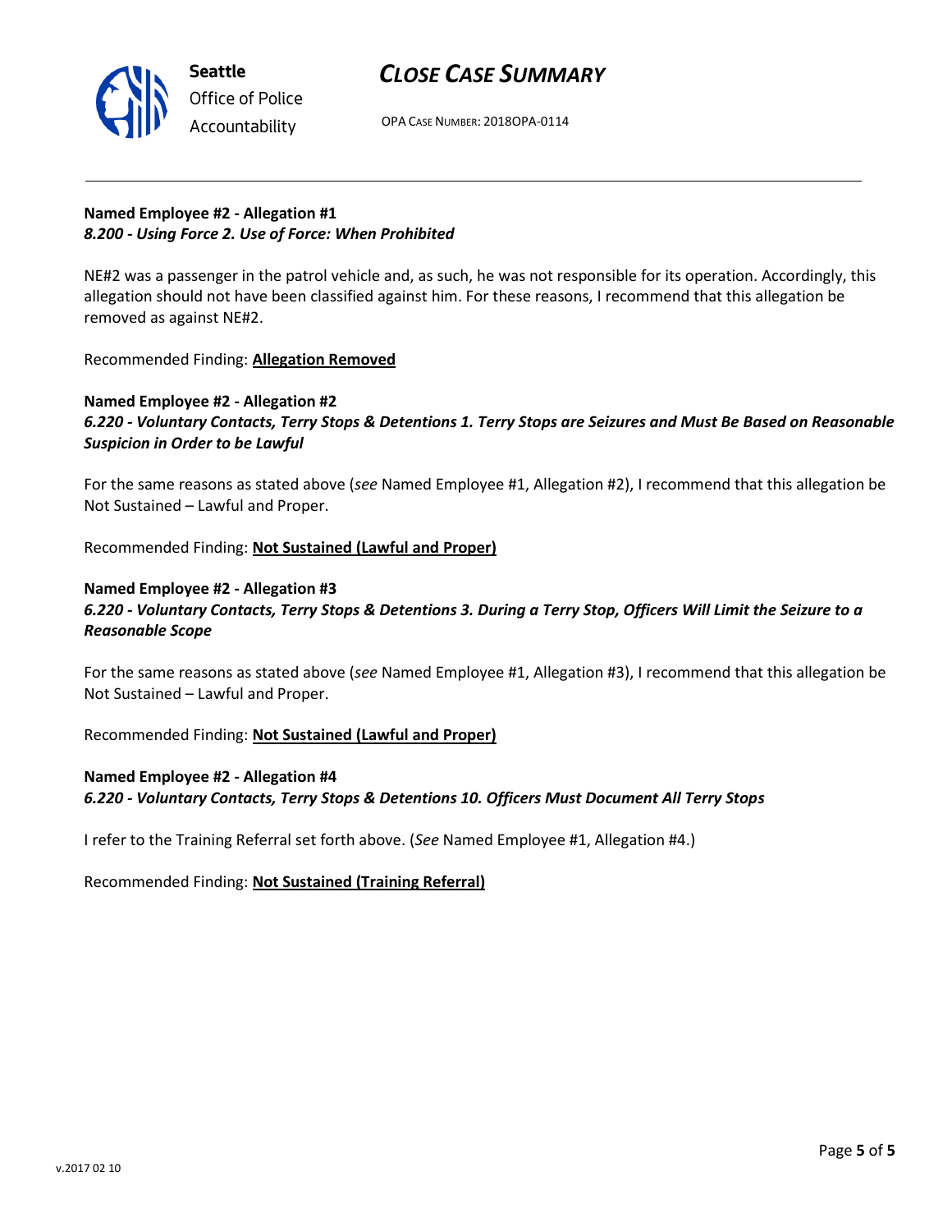**Named Employee #2 - Allegation #1**
*8.200 - Using Force 2. Use of Force: When Prohibited*

NE#2 was a passenger in the patrol vehicle and, as such, he was not responsible for its operation. Accordingly, this allegation should not have been classified against him. For these reasons, I recommend that this allegation be removed as against NE#2.

Recommended Finding: **Allegation Removed**

**Named Employee #2 - Allegation #2**
***6.220 - Voluntary Contacts, Terry Stops & Detentions 1. Terry Stops are Seizures and Must Be Based on Reasonable Suspicion in Order to be Lawful***

For the same reasons as stated above (*see* Named Employee #1, Allegation #2), I recommend that this allegation be Not Sustained – Lawful and Proper.

Recommended Finding: **Not Sustained (Lawful and Proper)**

**Named Employee #2 - Allegation #3**
***6.220 - Voluntary Contacts, Terry Stops & Detentions 3. During a Terry Stop, Officers Will Limit the Seizure to a Reasonable Scope***

For the same reasons as stated above (*see* Named Employee #1, Allegation #3), I recommend that this allegation be Not Sustained – Lawful and Proper.

Recommended Finding: **Not Sustained (Lawful and Proper)**

**Named Employee #2 - Allegation #4**
***6.220 - Voluntary Contacts, Terry Stops & Detentions 10. Officers Must Document All Terry Stops***

I refer to the Training Referral set forth above. (*See* Named Employee #1, Allegation #4.)

Recommended Finding: **Not Sustained (Training Referral)**